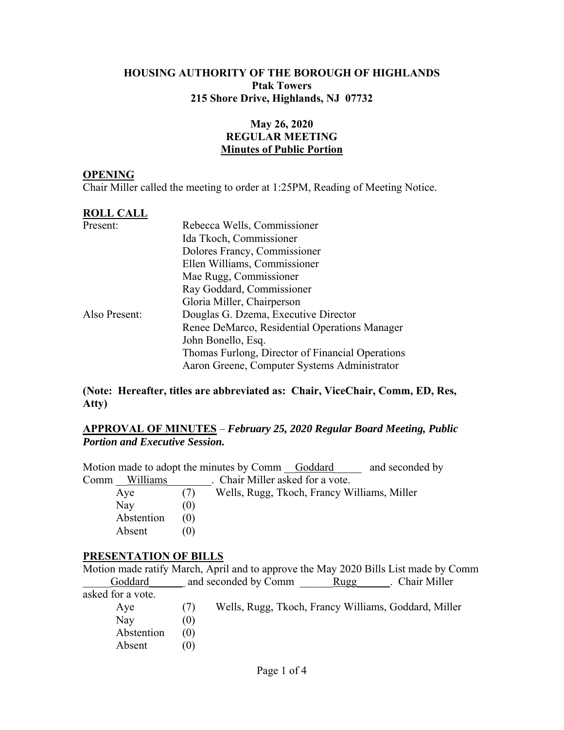**HOUSING AUTHORITY OF THE BOROUGH OF HIGHLANDS**
**Ptak Towers**
**215 Shore Drive, Highlands, NJ 07732**

**May 26, 2020**
**REGULAR MEETING**
**Minutes of Public Portion**

## OPENING

Chair Miller called the meeting to order at 1:25PM, Reading of Meeting Notice.

## ROLL CALL

| | |
|---|---|
| Present: | Rebecca Wells, Commissioner |
| | Ida Tkoch, Commissioner |
| | Dolores Francy, Commissioner |
| | Ellen Williams, Commissioner |
| | Mae Rugg, Commissioner |
| | Ray Goddard, Commissioner |
| | Gloria Miller, Chairperson |
| Also Present: | Douglas G. Dzema, Executive Director |
| | Renee DeMarco, Residential Operations Manager |
| | John Bonello, Esq. |
| | Thomas Furlong, Director of Financial Operations |
| | Aaron Greene, Computer Systems Administrator |

**(Note: Hereafter, titles are abbreviated as: Chair, ViceChair, Comm, ED, Res, Atty)**

## APPROVAL OF MINUTES – *February 25, 2020 Regular Board Meeting, Public Portion and Executive Session.*

Motion made to adopt the minutes by Comm __Goddard_____ and seconded by Comm __Williams________. Chair Miller asked for a vote.

| | | |
|---|---|---|
| Aye | (7) | Wells, Rugg, Tkoch, Francy Williams, Miller |
| Nay | (0) | |
| Abstention | (0) | |
| Absent | (0) | |

## PRESENTATION OF BILLS

Motion made ratify March, April and to approve the May 2020 Bills List made by Comm _____Goddard______ and seconded by Comm ______Rugg______. Chair Miller asked for a vote.

| | | |
|---|---|---|
| Aye | (7) | Wells, Rugg, Tkoch, Francy Williams, Goddard, Miller |
| Nay | (0) | |
| Abstention | (0) | |
| Absent | (0) | |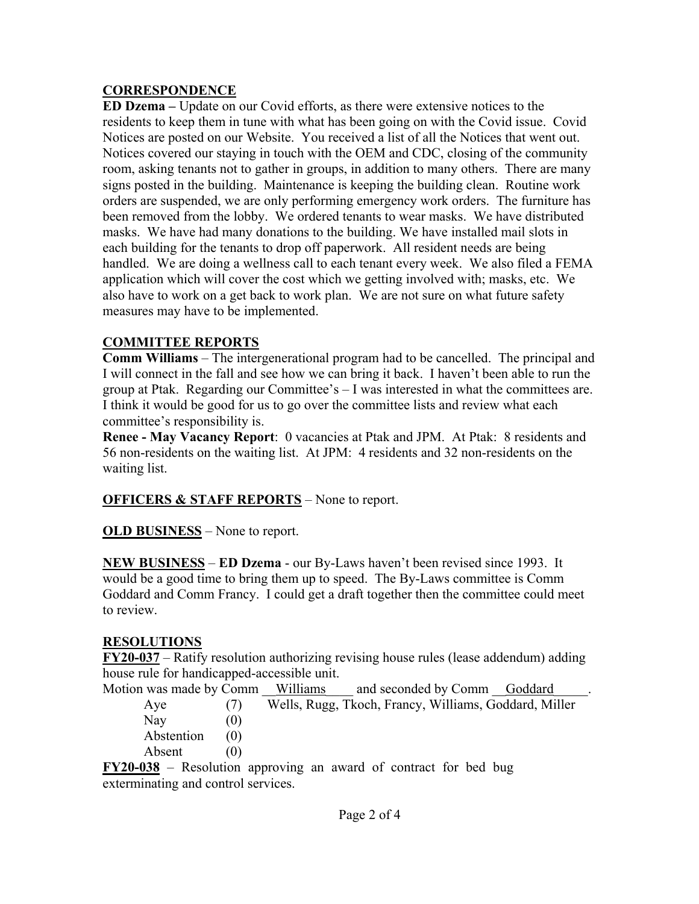**CORRESPONDENCE**

**ED Dzema –** Update on our Covid efforts, as there were extensive notices to the residents to keep them in tune with what has been going on with the Covid issue. Covid Notices are posted on our Website. You received a list of all the Notices that went out. Notices covered our staying in touch with the OEM and CDC, closing of the community room, asking tenants not to gather in groups, in addition to many others. There are many signs posted in the building. Maintenance is keeping the building clean. Routine work orders are suspended, we are only performing emergency work orders. The furniture has been removed from the lobby. We ordered tenants to wear masks. We have distributed masks. We have had many donations to the building. We have installed mail slots in each building for the tenants to drop off paperwork. All resident needs are being handled. We are doing a wellness call to each tenant every week. We also filed a FEMA application which will cover the cost which we getting involved with; masks, etc. We also have to work on a get back to work plan. We are not sure on what future safety measures may have to be implemented.

**COMMITTEE REPORTS**

**Comm Williams** – The intergenerational program had to be cancelled. The principal and I will connect in the fall and see how we can bring it back. I haven't been able to run the group at Ptak. Regarding our Committee's – I was interested in what the committees are. I think it would be good for us to go over the committee lists and review what each committee's responsibility is.

**Renee - May Vacancy Report**: 0 vacancies at Ptak and JPM. At Ptak: 8 residents and 56 non-residents on the waiting list. At JPM: 4 residents and 32 non-residents on the waiting list.

**OFFICERS & STAFF REPORTS** – None to report.

**OLD BUSINESS** – None to report.

**NEW BUSINESS** – **ED Dzema** - our By-Laws haven't been revised since 1993. It would be a good time to bring them up to speed. The By-Laws committee is Comm Goddard and Comm Francy. I could get a draft together then the committee could meet to review.

**RESOLUTIONS**

**FY20-037** – Ratify resolution authorizing revising house rules (lease addendum) adding house rule for handicapped-accessible unit.

Motion was made by Comm __Williams____ and seconded by Comm __Goddard_____.

| | | |
|---|---|---|
| Aye | (7) | Wells, Rugg, Tkoch, Francy, Williams, Goddard, Miller |
| Nay | (0) | |
| Abstention | (0) | |
| Absent | (0) | |

**FY20-038** – Resolution approving an award of contract for bed bug exterminating and control services.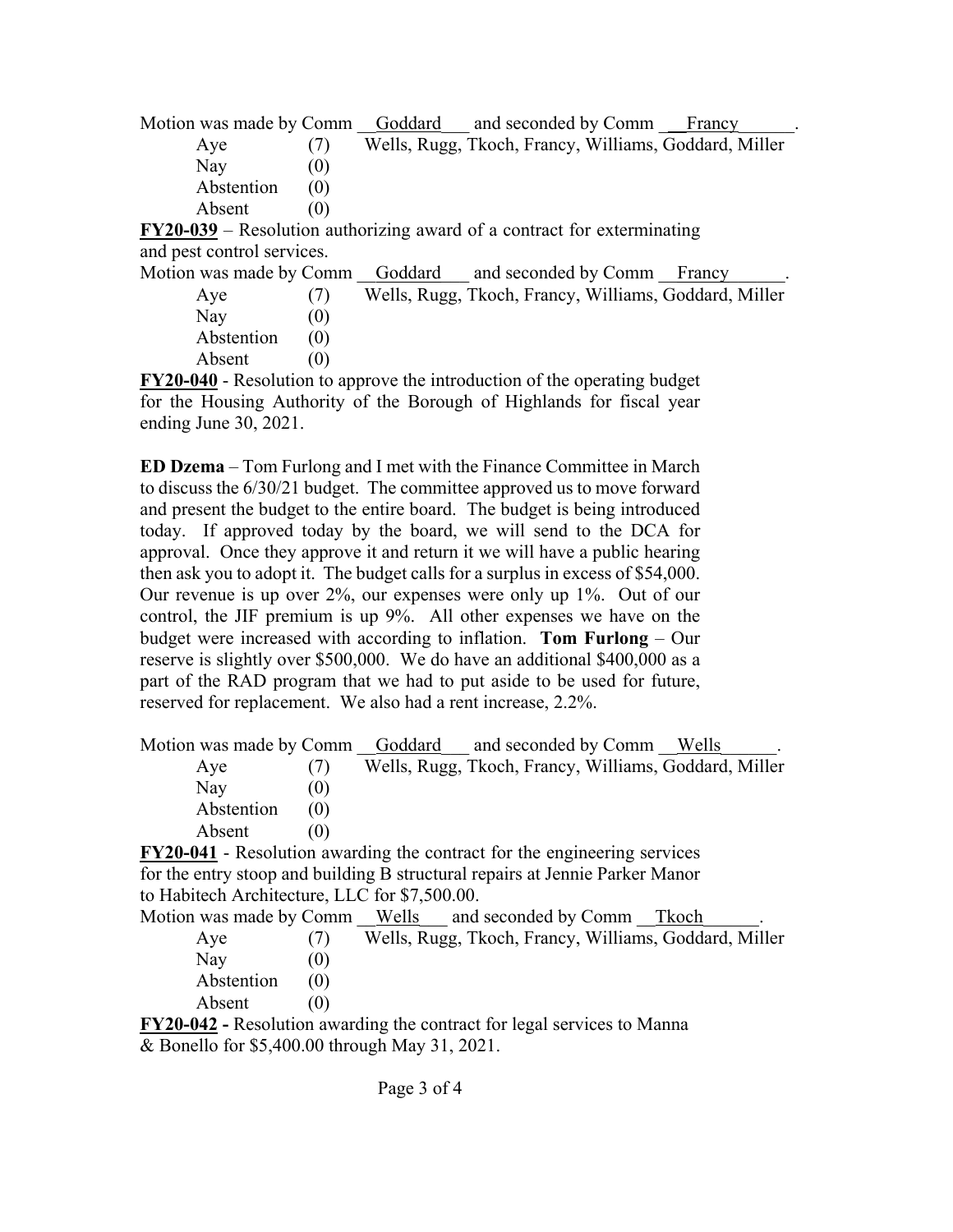Motion was made by Comm __Goddard___ and seconded by Comm __Francy______.

| | | |
|---|---|---|
| Aye | (7) | Wells, Rugg, Tkoch, Francy, Williams, Goddard, Miller |
| Nay | (0) | |
| Abstention | (0) | |
| Absent | (0) | |

**FY20-039** – Resolution authorizing award of a contract for exterminating and pest control services.

Motion was made by Comm __Goddard___ and seconded by Comm __Francy______.

| | | |
|---|---|---|
| Aye | (7) | Wells, Rugg, Tkoch, Francy, Williams, Goddard, Miller |
| Nay | (0) | |
| Abstention | (0) | |
| Absent | (0) | |

**FY20-040** - Resolution to approve the introduction of the operating budget for the Housing Authority of the Borough of Highlands for fiscal year ending June 30, 2021.

**ED Dzema** – Tom Furlong and I met with the Finance Committee in March to discuss the 6/30/21 budget. The committee approved us to move forward and present the budget to the entire board. The budget is being introduced today. If approved today by the board, we will send to the DCA for approval. Once they approve it and return it we will have a public hearing then ask you to adopt it. The budget calls for a surplus in excess of $54,000. Our revenue is up over 2%, our expenses were only up 1%. Out of our control, the JIF premium is up 9%. All other expenses we have on the budget were increased with according to inflation. **Tom Furlong** – Our reserve is slightly over $500,000. We do have an additional $400,000 as a part of the RAD program that we had to put aside to be used for future, reserved for replacement. We also had a rent increase, 2.2%.

Motion was made by Comm __Goddard___ and seconded by Comm __Wells______.

| | | |
|---|---|---|
| Aye | (7) | Wells, Rugg, Tkoch, Francy, Williams, Goddard, Miller |
| Nay | (0) | |
| Abstention | (0) | |
| Absent | (0) | |

**FY20-041** - Resolution awarding the contract for the engineering services for the entry stoop and building B structural repairs at Jennie Parker Manor to Habitech Architecture, LLC for $7,500.00.

Motion was made by Comm __Wells___ and seconded by Comm __Tkoch______.

| | | |
|---|---|---|
| Aye | (7) | Wells, Rugg, Tkoch, Francy, Williams, Goddard, Miller |
| Nay | (0) | |
| Abstention | (0) | |
| Absent | (0) | |

**FY20-042 -** Resolution awarding the contract for legal services to Manna & Bonello for $5,400.00 through May 31, 2021.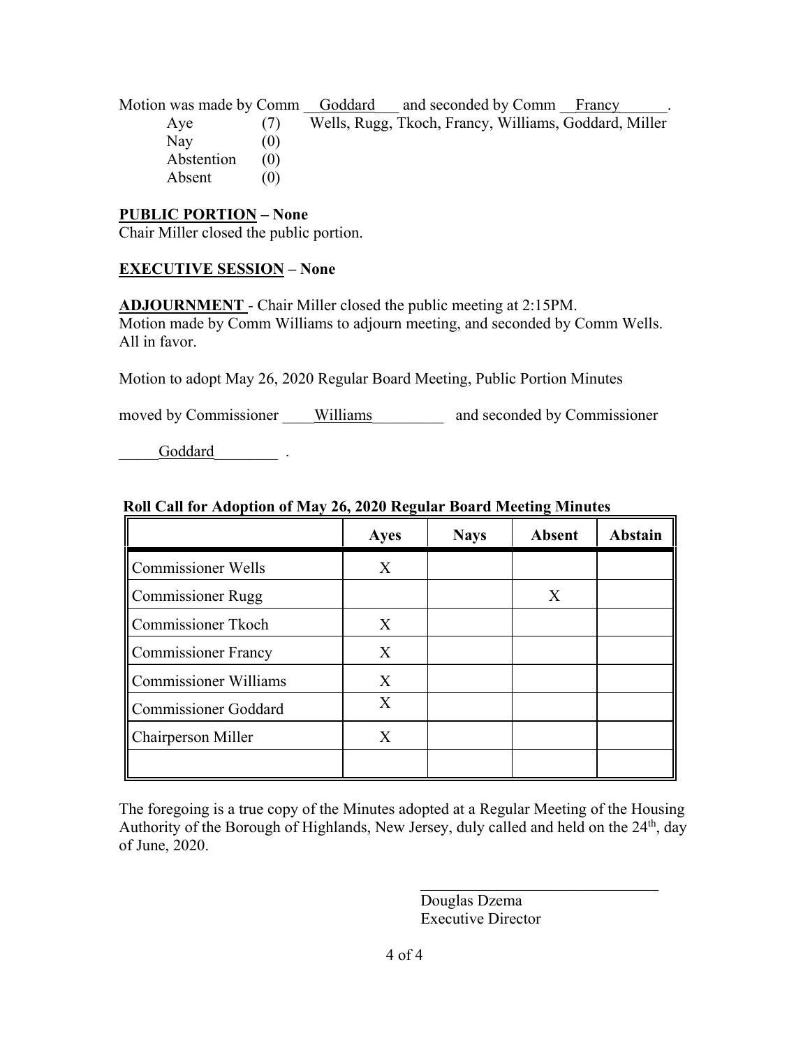Motion was made by Comm __Goddard___ and seconded by Comm __Francy______.

| | | |
|---|---|---|
| Aye | (7) | Wells, Rugg, Tkoch, Francy, Williams, Goddard, Miller |
| Nay | (0) | |
| Abstention | (0) | |
| Absent | (0) | |

**PUBLIC PORTION – None**
Chair Miller closed the public portion.

**EXECUTIVE SESSION – None**

**ADJOURNMENT** - Chair Miller closed the public meeting at 2:15PM.
Motion made by Comm Williams to adjourn meeting, and seconded by Comm Wells.
All in favor.

Motion to adopt May 26, 2020 Regular Board Meeting, Public Portion Minutes

moved by Commissioner ____Williams_________ and seconded by Commissioner

_____Goddard________ .

**Roll Call for Adoption of May 26, 2020 Regular Board Meeting Minutes**

| | Ayes | Nays | Absent | Abstain |
|---|---|---|---|---|
| Commissioner Wells | X | | | |
| Commissioner Rugg | | | X | |
| Commissioner Tkoch | X | | | |
| Commissioner Francy | X | | | |
| Commissioner Williams | X | | | |
| Commissioner Goddard | X | | | |
| Chairperson Miller | X | | | |
| | | | | |

The foregoing is a true copy of the Minutes adopted at a Regular Meeting of the Housing Authority of the Borough of Highlands, New Jersey, duly called and held on the 24th, day of June, 2020.

_______________________________
Douglas Dzema
Executive Director